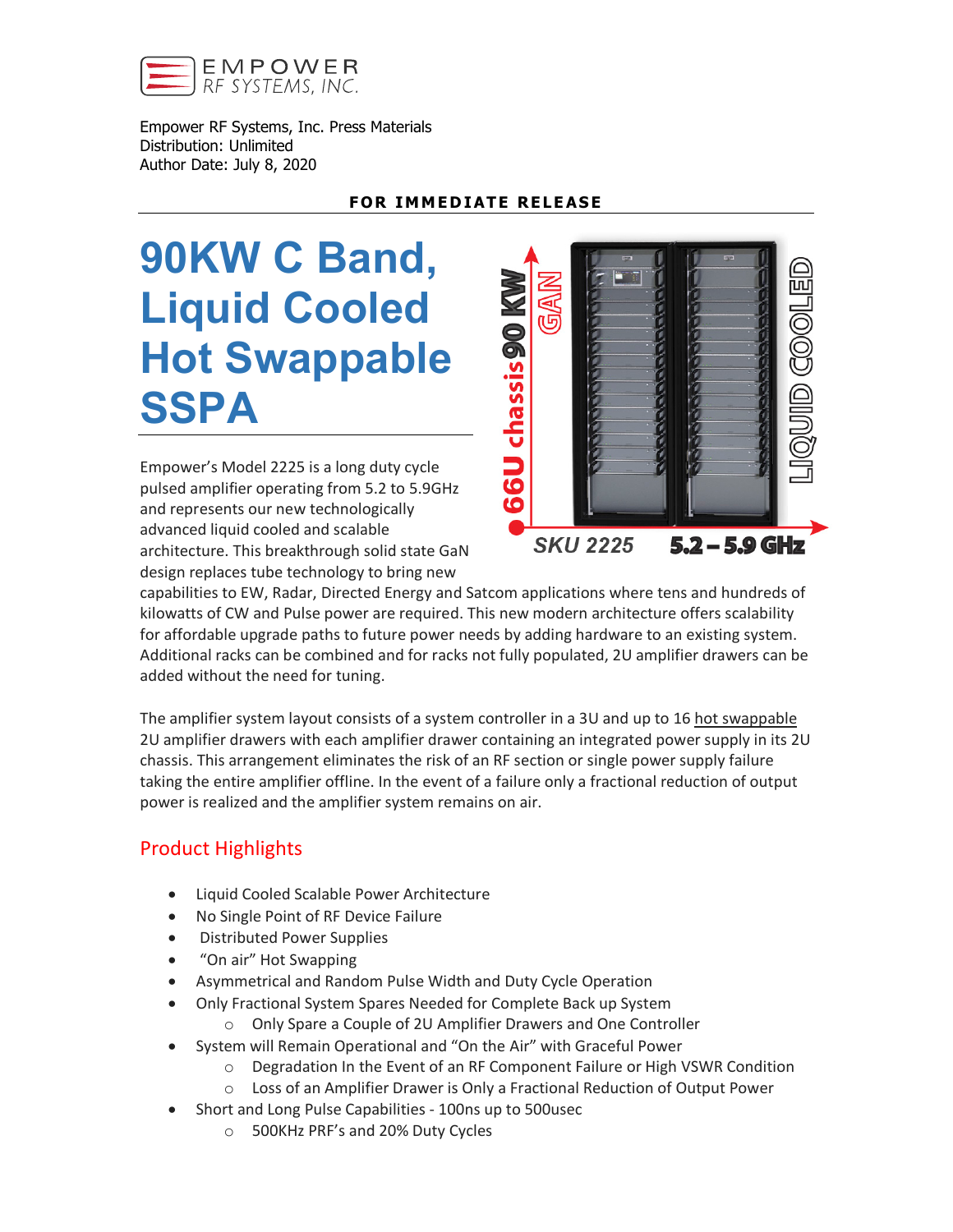EMPOWER
RF SYSTEMS, INC.

Empower RF Systems, Inc. Press Materials
Distribution: Unlimited
Author Date: July 8, 2020

**FOR IMMEDIATE RELEASE**

# 90KW C Band, Liquid Cooled Hot Swappable SSPA

Empower's Model 2225 is a long duty cycle pulsed amplifier operating from 5.2 to 5.9GHz and represents our new technologically advanced liquid cooled and scalable architecture. This breakthrough solid state GaN design replaces tube technology to bring new capabilities to EW, Radar, Directed Energy and Satcom applications where tens and hundreds of kilowatts of CW and Pulse power are required. This new modern architecture offers scalability for affordable upgrade paths to future power needs by adding hardware to an existing system. Additional racks can be combined and for racks not fully populated, 2U amplifier drawers can be added without the need for tuning.

The amplifier system layout consists of a system controller in a 3U and up to 16 hot swappable 2U amplifier drawers with each amplifier drawer containing an integrated power supply in its 2U chassis. This arrangement eliminates the risk of an RF section or single power supply failure taking the entire amplifier offline. In the event of a failure only a fractional reduction of output power is realized and the amplifier system remains on air.

## Product Highlights

- Liquid Cooled Scalable Power Architecture
- No Single Point of RF Device Failure
- Distributed Power Supplies
- "On air" Hot Swapping
- Asymmetrical and Random Pulse Width and Duty Cycle Operation
- Only Fractional System Spares Needed for Complete Back up System
  - Only Spare a Couple of 2U Amplifier Drawers and One Controller
- System will Remain Operational and "On the Air" with Graceful Power
  - Degradation In the Event of an RF Component Failure or High VSWR Condition
  - Loss of an Amplifier Drawer is Only a Fractional Reduction of Output Power
- Short and Long Pulse Capabilities - 100ns up to 500usec
  - 500KHz PRF's and 20% Duty Cycles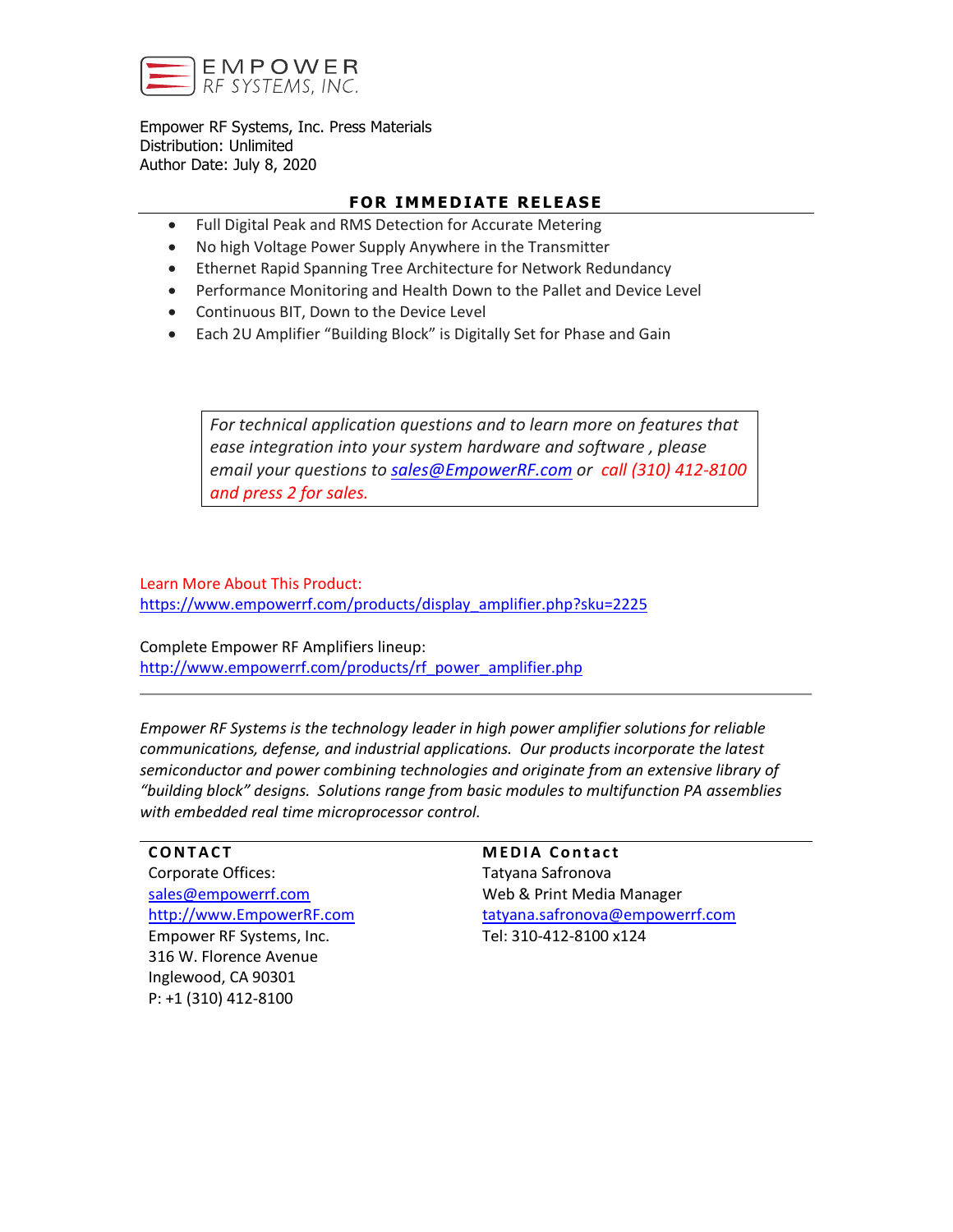EMPOWER
RF SYSTEMS, INC.

Empower RF Systems, Inc. Press Materials
Distribution: Unlimited
Author Date: July 8, 2020

**FOR IMMEDIATE RELEASE**

- Full Digital Peak and RMS Detection for Accurate Metering
- No high Voltage Power Supply Anywhere in the Transmitter
- Ethernet Rapid Spanning Tree Architecture for Network Redundancy
- Performance Monitoring and Health Down to the Pallet and Device Level
- Continuous BIT, Down to the Device Level
- Each 2U Amplifier "Building Block" is Digitally Set for Phase and Gain

*For technical application questions and to learn more on features that ease integration into your system hardware and software , please email your questions to [sales@EmpowerRF.com](mailto:sales@EmpowerRF.com) or call (310) 412-8100 and press 2 for sales.*

Learn More About This Product:
[https://www.empowerrf.com/products/display_amplifier.php?sku=2225](https://www.empowerrf.com/products/display_amplifier.php?sku=2225)

Complete Empower RF Amplifiers lineup:
[http://www.empowerrf.com/products/rf_power_amplifier.php](http://www.empowerrf.com/products/rf_power_amplifier.php)

---

*Empower RF Systems is the technology leader in high power amplifier solutions for reliable communications, defense, and industrial applications. Our products incorporate the latest semiconductor and power combining technologies and originate from an extensive library of "building block" designs. Solutions range from basic modules to multifunction PA assemblies with embedded real time microprocessor control.*

**CONTACT**
Corporate Offices:
[sales@empowerrf.com](mailto:sales@empowerrf.com)
[http://www.EmpowerRF.com](http://www.EmpowerRF.com)
Empower RF Systems, Inc.
316 W. Florence Avenue
Inglewood, CA 90301
P: +1 (310) 412-8100

**MEDIA Contact**
Tatyana Safronova
Web & Print Media Manager
[tatyana.safronova@empowerrf.com](mailto:tatyana.safronova@empowerrf.com)
Tel: 310-412-8100 x124